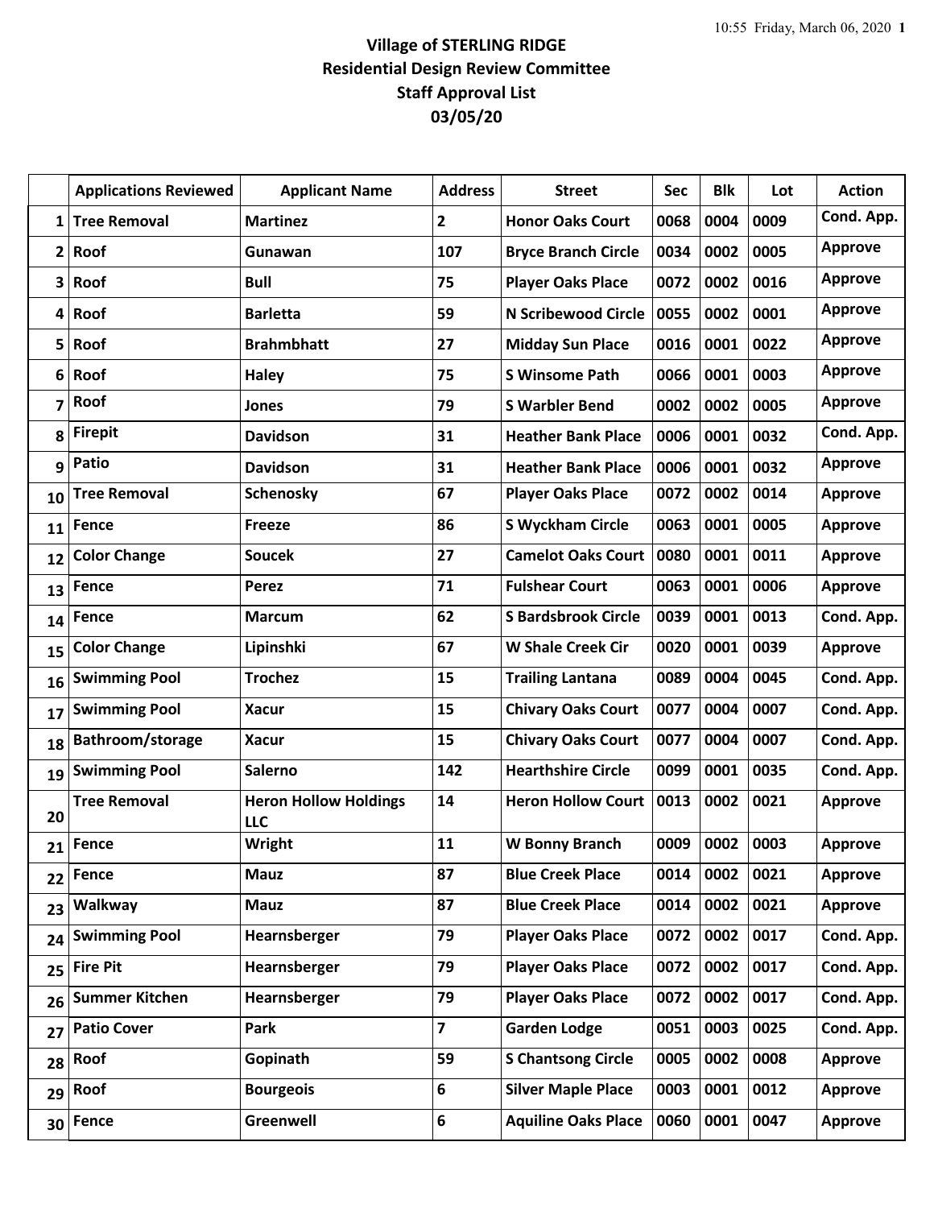# Village of STERLING RIDGE
## Residential Design Review Committee
## Staff Approval List
## 03/05/20

| | Applications Reviewed | Applicant Name | Address | Street | Sec | Blk | Lot | Action |
|---|---|---|---|---|---|---|---|---|
| 1 | Tree Removal | Martinez | 2 | Honor Oaks Court | 0068 | 0004 | 0009 | Cond. App. |
| 2 | Roof | Gunawan | 107 | Bryce Branch Circle | 0034 | 0002 | 0005 | Approve |
| 3 | Roof | Bull | 75 | Player Oaks Place | 0072 | 0002 | 0016 | Approve |
| 4 | Roof | Barletta | 59 | N Scribewood Circle | 0055 | 0002 | 0001 | Approve |
| 5 | Roof | Brahmbhatt | 27 | Midday Sun Place | 0016 | 0001 | 0022 | Approve |
| 6 | Roof | Haley | 75 | S Winsome Path | 0066 | 0001 | 0003 | Approve |
| 7 | Roof | Jones | 79 | S Warbler Bend | 0002 | 0002 | 0005 | Approve |
| 8 | Firepit | Davidson | 31 | Heather Bank Place | 0006 | 0001 | 0032 | Cond. App. |
| 9 | Patio | Davidson | 31 | Heather Bank Place | 0006 | 0001 | 0032 | Approve |
| 10 | Tree Removal | Schenosky | 67 | Player Oaks Place | 0072 | 0002 | 0014 | Approve |
| 11 | Fence | Freeze | 86 | S Wyckham Circle | 0063 | 0001 | 0005 | Approve |
| 12 | Color Change | Soucek | 27 | Camelot Oaks Court | 0080 | 0001 | 0011 | Approve |
| 13 | Fence | Perez | 71 | Fulshear Court | 0063 | 0001 | 0006 | Approve |
| 14 | Fence | Marcum | 62 | S Bardsbrook Circle | 0039 | 0001 | 0013 | Cond. App. |
| 15 | Color Change | Lipinshki | 67 | W Shale Creek Cir | 0020 | 0001 | 0039 | Approve |
| 16 | Swimming Pool | Trochez | 15 | Trailing Lantana | 0089 | 0004 | 0045 | Cond. App. |
| 17 | Swimming Pool | Xacur | 15 | Chivary Oaks Court | 0077 | 0004 | 0007 | Cond. App. |
| 18 | Bathroom/storage | Xacur | 15 | Chivary Oaks Court | 0077 | 0004 | 0007 | Cond. App. |
| 19 | Swimming Pool | Salerno | 142 | Hearthshire Circle | 0099 | 0001 | 0035 | Cond. App. |
| 20 | Tree Removal | Heron Hollow Holdings LLC | 14 | Heron Hollow Court | 0013 | 0002 | 0021 | Approve |
| 21 | Fence | Wright | 11 | W Bonny Branch | 0009 | 0002 | 0003 | Approve |
| 22 | Fence | Mauz | 87 | Blue Creek Place | 0014 | 0002 | 0021 | Approve |
| 23 | Walkway | Mauz | 87 | Blue Creek Place | 0014 | 0002 | 0021 | Approve |
| 24 | Swimming Pool | Hearnsberger | 79 | Player Oaks Place | 0072 | 0002 | 0017 | Cond. App. |
| 25 | Fire Pit | Hearnsberger | 79 | Player Oaks Place | 0072 | 0002 | 0017 | Cond. App. |
| 26 | Summer Kitchen | Hearnsberger | 79 | Player Oaks Place | 0072 | 0002 | 0017 | Cond. App. |
| 27 | Patio Cover | Park | 7 | Garden Lodge | 0051 | 0003 | 0025 | Cond. App. |
| 28 | Roof | Gopinath | 59 | S Chantsong Circle | 0005 | 0002 | 0008 | Approve |
| 29 | Roof | Bourgeois | 6 | Silver Maple Place | 0003 | 0001 | 0012 | Approve |
| 30 | Fence | Greenwell | 6 | Aquiline Oaks Place | 0060 | 0001 | 0047 | Approve |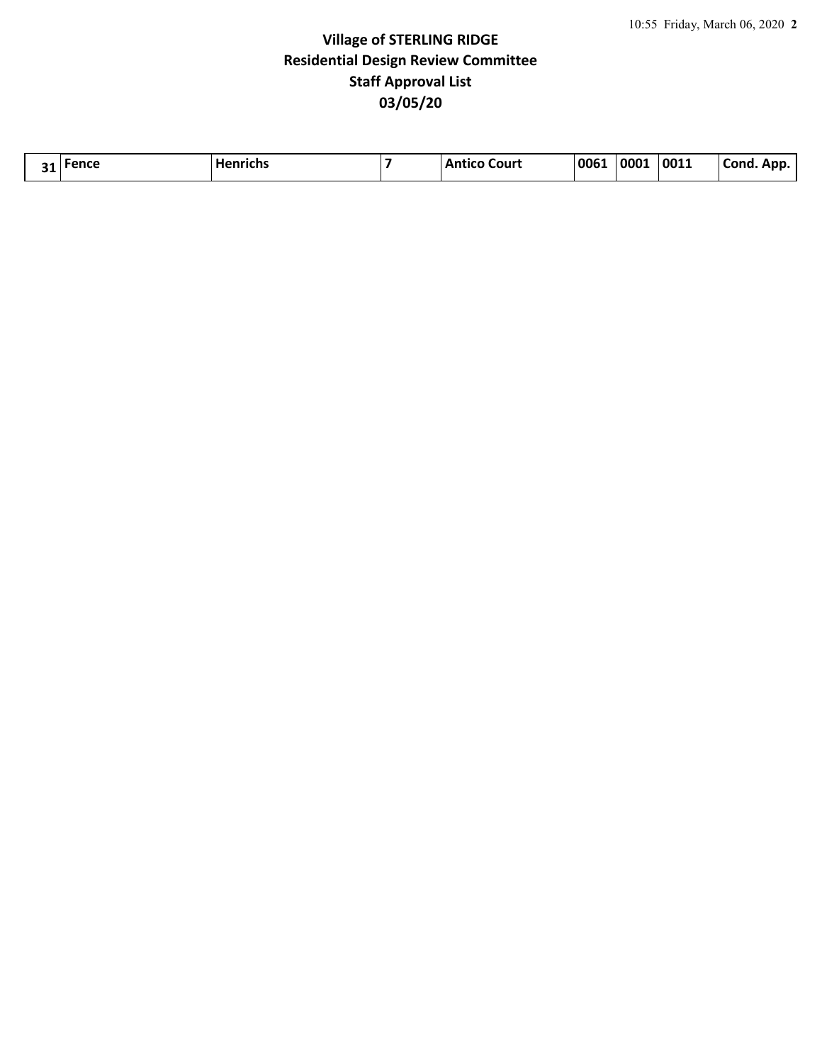**Village of STERLING RIDGE**
**Residential Design Review Committee**
**Staff Approval List**
**03/05/20**

| | | | | | | | | |
|---|---|---|---|---|---|---|---|---|
| 31 | Fence | Henrichs | 7 | Antico Court | 0061 | 0001 | 0011 | Cond. App. |